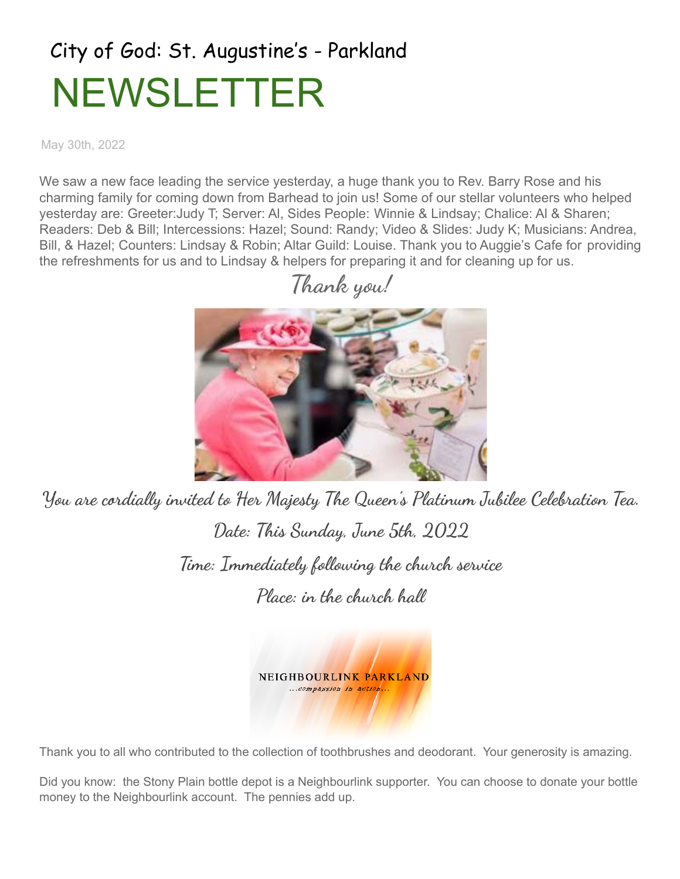City of God: St. Augustine's - Parkland

# NEWSLETTER

May 30th, 2022

We saw a new face leading the service yesterday, a huge thank you to Rev. Barry Rose and his charming family for coming down from Barhead to join us! Some of our stellar volunteers who helped yesterday are: Greeter:Judy T; Server: Al, Sides People: Winnie & Lindsay; Chalice: Al & Sharen; Readers: Deb & Bill; Intercessions: Hazel; Sound: Randy; Video & Slides: Judy K; Musicians: Andrea, Bill, & Hazel; Counters: Lindsay & Robin; Altar Guild: Louise. Thank you to Auggie's Cafe for providing the refreshments for us and to Lindsay & helpers for preparing it and for cleaning up for us.

*Thank you!*

*You are cordially invited to Her Majesty The Queen's Platinum Jubilee Celebration Tea.*

*Date: This Sunday, June 5th, 2022*

*Time: Immediately following the church service*

*Place: in the church hall*

NEIGHBOURLINK PARKLAND
...compassion in action...

Thank you to all who contributed to the collection of toothbrushes and deodorant. Your generosity is amazing.

Did you know: the Stony Plain bottle depot is a Neighbourlink supporter. You can choose to donate your bottle money to the Neighbourlink account. The pennies add up.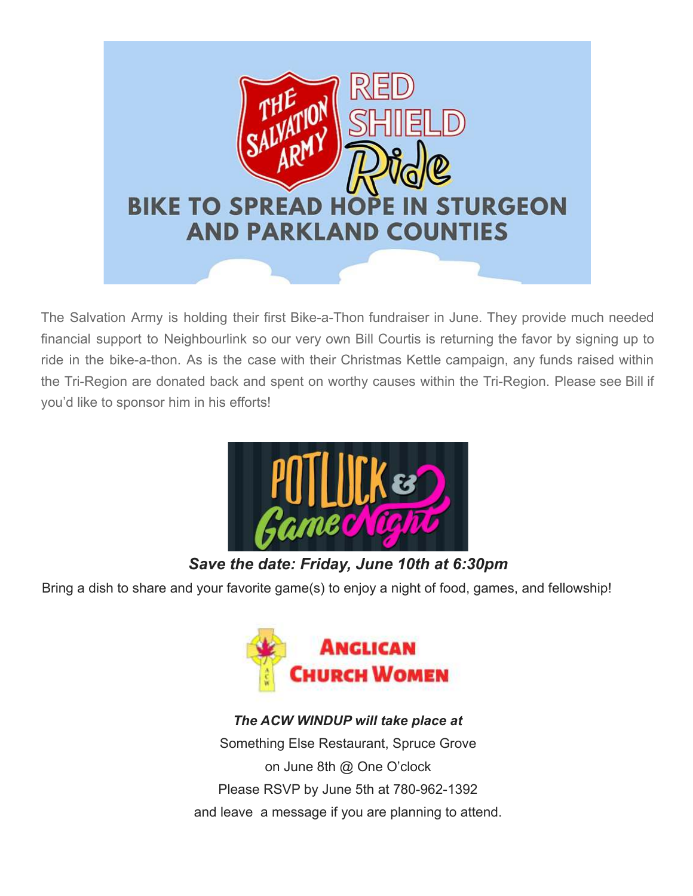The Salvation Army is holding their first Bike-a-Thon fundraiser in June. They provide much needed financial support to Neighbourlink so our very own Bill Courtis is returning the favor by signing up to ride in the bike-a-thon. As is the case with their Christmas Kettle campaign, any funds raised within the Tri-Region are donated back and spent on worthy causes within the Tri-Region. Please see Bill if you'd like to sponsor him in his efforts!

***Save the date: Friday, June 10th at 6:30pm***

Bring a dish to share and your favorite game(s) to enjoy a night of food, games, and fellowship!

***The ACW WINDUP will take place at***

Something Else Restaurant, Spruce Grove

on June 8th @ One O'clock

Please RSVP by June 5th at 780-962-1392

and leave a message if you are planning to attend.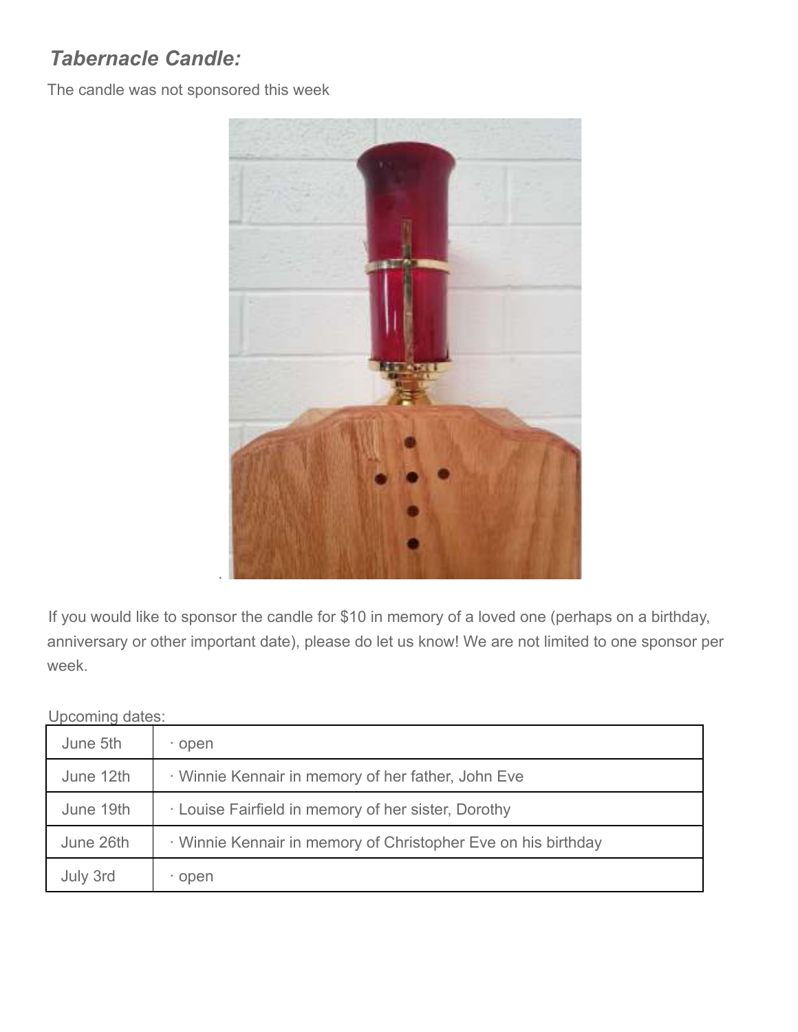## *Tabernacle Candle:*

The candle was not sponsored this week

If you would like to sponsor the candle for $10 in memory of a loved one (perhaps on a birthday, anniversary or other important date), please do let us know! We are not limited to one sponsor per week.

Upcoming dates:

| | |
|---|---|
| June 5th | · open |
| June 12th | · Winnie Kennair in memory of her father, John Eve |
| June 19th | · Louise Fairfield in memory of her sister, Dorothy |
| June 26th | · Winnie Kennair in memory of Christopher Eve on his birthday |
| July 3rd | · open |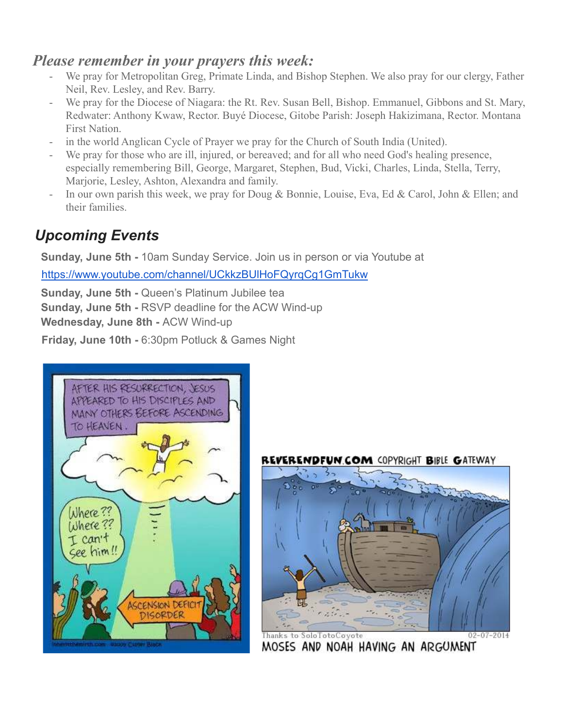## *Please remember in your prayers this week:*

- We pray for Metropolitan Greg, Primate Linda, and Bishop Stephen. We also pray for our clergy, Father Neil, Rev. Lesley, and Rev. Barry.
- We pray for the Diocese of Niagara: the Rt. Rev. Susan Bell, Bishop. Emmanuel, Gibbons and St. Mary, Redwater: Anthony Kwaw, Rector. Buyé Diocese, Gitobe Parish: Joseph Hakizimana, Rector. Montana First Nation.
- in the world Anglican Cycle of Prayer we pray for the Church of South India (United).
- We pray for those who are ill, injured, or bereaved; and for all who need God's healing presence, especially remembering Bill, George, Margaret, Stephen, Bud, Vicki, Charles, Linda, Stella, Terry, Marjorie, Lesley, Ashton, Alexandra and family.
- In our own parish this week, we pray for Doug & Bonnie, Louise, Eva, Ed & Carol, John & Ellen; and their families.

## *Upcoming Events*

**Sunday, June 5th -** 10am Sunday Service. Join us in person or via Youtube at https://www.youtube.com/channel/UCkkzBUlHoFQyrqCg1GmTukw

**Sunday, June 5th -** Queen's Platinum Jubilee tea

**Sunday, June 5th -** RSVP deadline for the ACW Wind-up

**Wednesday, June 8th -** ACW Wind-up

**Friday, June 10th -** 6:30pm Potluck & Games Night

AFTER HIS RESURRECTION, JESUS APPEARED TO HIS DISCIPLES AND MANY OTHERS BEFORE ASCENDING TO HEAVEN.

Where?? Where?? I can't see him!!

ASCENSION DEFICIT DISORDER

REVERENDFUN.COM COPYRIGHT BIBLE GATEWAY

Thanks to SoloTotoCoyote 02-07-2014

MOSES AND NOAH HAVING AN ARGUMENT